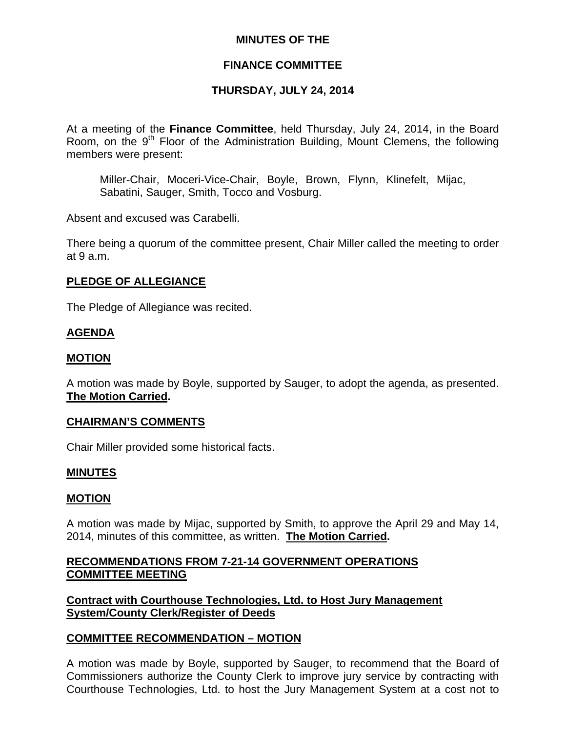**MINUTES OF THE**

**FINANCE COMMITTEE**

**THURSDAY, JULY 24, 2014**

At a meeting of the **Finance Committee**, held Thursday, July 24, 2014, in the Board Room, on the 9th Floor of the Administration Building, Mount Clemens, the following members were present:

Miller-Chair, Moceri-Vice-Chair, Boyle, Brown, Flynn, Klinefelt, Mijac, Sabatini, Sauger, Smith, Tocco and Vosburg.

Absent and excused was Carabelli.

There being a quorum of the committee present, Chair Miller called the meeting to order at 9 a.m.

**PLEDGE OF ALLEGIANCE**

The Pledge of Allegiance was recited.

**AGENDA**

**MOTION**

A motion was made by Boyle, supported by Sauger, to adopt the agenda, as presented. **The Motion Carried.**

**CHAIRMAN'S COMMENTS**

Chair Miller provided some historical facts.

**MINUTES**

**MOTION**

A motion was made by Mijac, supported by Smith, to approve the April 29 and May 14, 2014, minutes of this committee, as written. **The Motion Carried.**

**RECOMMENDATIONS FROM 7-21-14 GOVERNMENT OPERATIONS COMMITTEE MEETING**

**Contract with Courthouse Technologies, Ltd. to Host Jury Management System/County Clerk/Register of Deeds**

**COMMITTEE RECOMMENDATION – MOTION**

A motion was made by Boyle, supported by Sauger, to recommend that the Board of Commissioners authorize the County Clerk to improve jury service by contracting with Courthouse Technologies, Ltd. to host the Jury Management System at a cost not to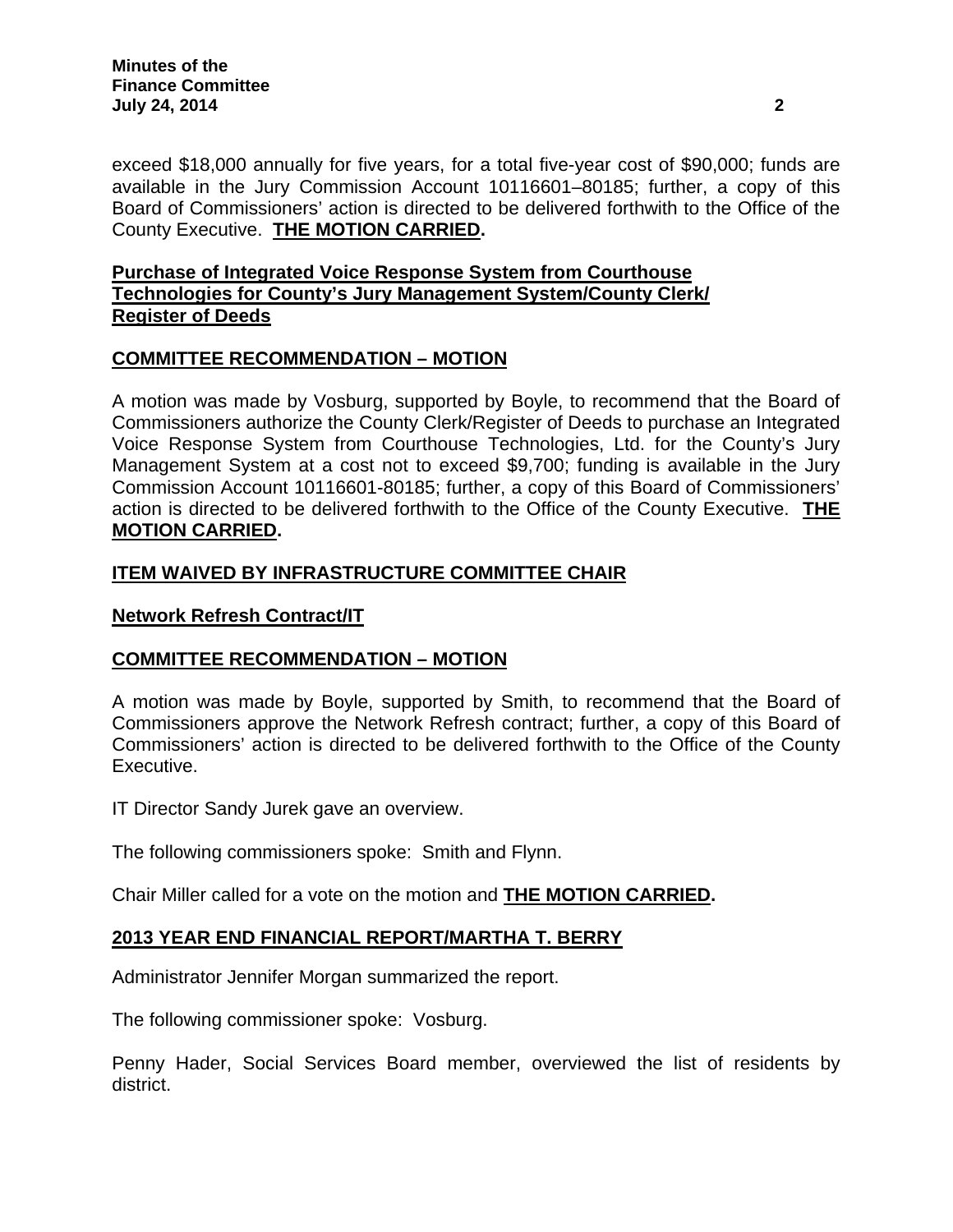exceed $18,000 annually for five years, for a total five-year cost of $90,000; funds are available in the Jury Commission Account 10116601–80185; further, a copy of this Board of Commissioners' action is directed to be delivered forthwith to the Office of the County Executive. **THE MOTION CARRIED.**

**Purchase of Integrated Voice Response System from Courthouse Technologies for County's Jury Management System/County Clerk/ Register of Deeds**

**COMMITTEE RECOMMENDATION – MOTION**

A motion was made by Vosburg, supported by Boyle, to recommend that the Board of Commissioners authorize the County Clerk/Register of Deeds to purchase an Integrated Voice Response System from Courthouse Technologies, Ltd. for the County's Jury Management System at a cost not to exceed $9,700; funding is available in the Jury Commission Account 10116601-80185; further, a copy of this Board of Commissioners' action is directed to be delivered forthwith to the Office of the County Executive. **THE MOTION CARRIED.**

**ITEM WAIVED BY INFRASTRUCTURE COMMITTEE CHAIR**

**Network Refresh Contract/IT**

**COMMITTEE RECOMMENDATION – MOTION**

A motion was made by Boyle, supported by Smith, to recommend that the Board of Commissioners approve the Network Refresh contract; further, a copy of this Board of Commissioners' action is directed to be delivered forthwith to the Office of the County Executive.

IT Director Sandy Jurek gave an overview.

The following commissioners spoke: Smith and Flynn.

Chair Miller called for a vote on the motion and **THE MOTION CARRIED.**

**2013 YEAR END FINANCIAL REPORT/MARTHA T. BERRY**

Administrator Jennifer Morgan summarized the report.

The following commissioner spoke: Vosburg.

Penny Hader, Social Services Board member, overviewed the list of residents by district.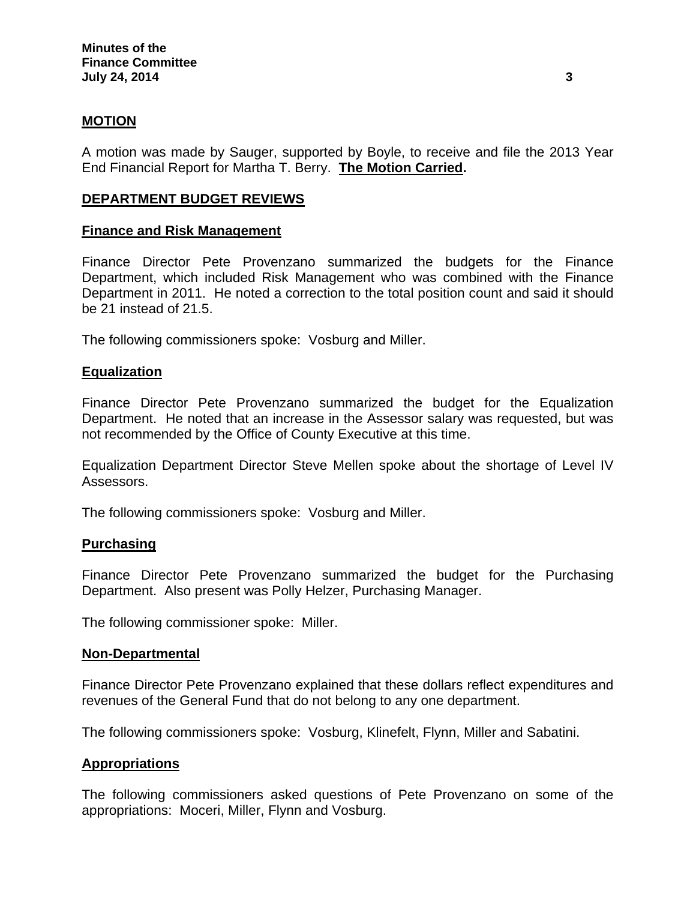## MOTION

A motion was made by Sauger, supported by Boyle, to receive and file the 2013 Year End Financial Report for Martha T. Berry. **The Motion Carried.**

## DEPARTMENT BUDGET REVIEWS

### Finance and Risk Management

Finance Director Pete Provenzano summarized the budgets for the Finance Department, which included Risk Management who was combined with the Finance Department in 2011. He noted a correction to the total position count and said it should be 21 instead of 21.5.

The following commissioners spoke: Vosburg and Miller.

### Equalization

Finance Director Pete Provenzano summarized the budget for the Equalization Department. He noted that an increase in the Assessor salary was requested, but was not recommended by the Office of County Executive at this time.

Equalization Department Director Steve Mellen spoke about the shortage of Level IV Assessors.

The following commissioners spoke: Vosburg and Miller.

### Purchasing

Finance Director Pete Provenzano summarized the budget for the Purchasing Department. Also present was Polly Helzer, Purchasing Manager.

The following commissioner spoke: Miller.

### Non-Departmental

Finance Director Pete Provenzano explained that these dollars reflect expenditures and revenues of the General Fund that do not belong to any one department.

The following commissioners spoke: Vosburg, Klinefelt, Flynn, Miller and Sabatini.

### Appropriations

The following commissioners asked questions of Pete Provenzano on some of the appropriations: Moceri, Miller, Flynn and Vosburg.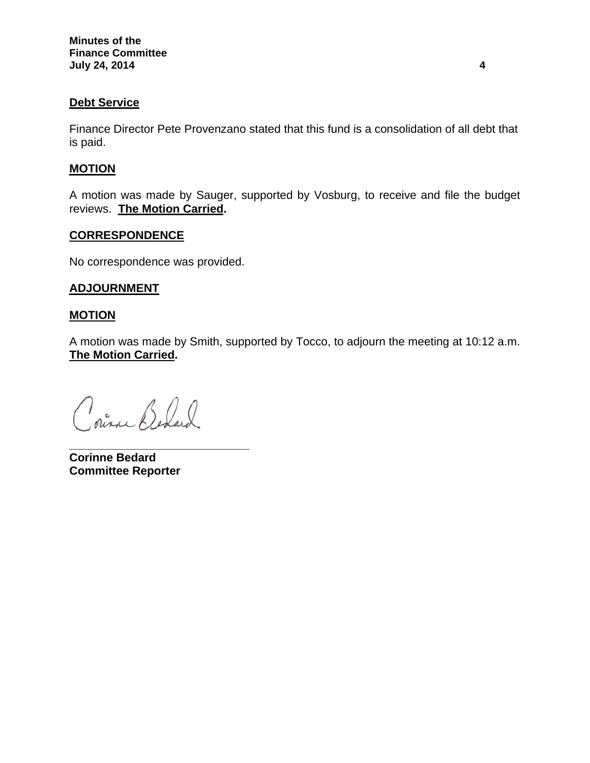**Debt Service**

Finance Director Pete Provenzano stated that this fund is a consolidation of all debt that is paid.

**MOTION**

A motion was made by Sauger, supported by Vosburg, to receive and file the budget reviews. **The Motion Carried.**

**CORRESPONDENCE**

No correspondence was provided.

**ADJOURNMENT**

**MOTION**

A motion was made by Smith, supported by Tocco, to adjourn the meeting at 10:12 a.m. **The Motion Carried.**

\_\_\_\_\_\_\_\_\_\_\_\_\_\_\_\_\_\_\_\_\_\_\_\_\_\_\_\_\_\_
**Corinne Bedard**
**Committee Reporter**